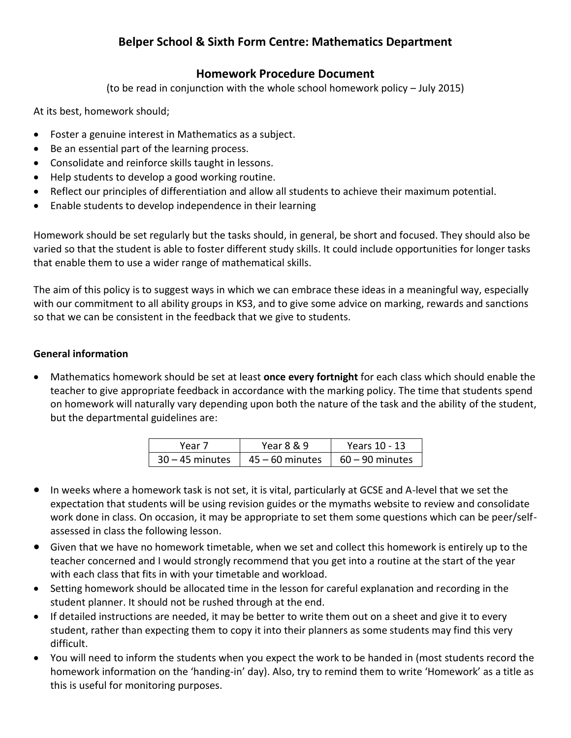# Belper School & Sixth Form Centre: Mathematics Department

## Homework Procedure Document

(to be read in conjunction with the whole school homework policy – July 2015)

At its best, homework should;

- Foster a genuine interest in Mathematics as a subject.
- Be an essential part of the learning process.
- Consolidate and reinforce skills taught in lessons.
- Help students to develop a good working routine.
- Reflect our principles of differentiation and allow all students to achieve their maximum potential.
- Enable students to develop independence in their learning

Homework should be set regularly but the tasks should, in general, be short and focused. They should also be varied so that the student is able to foster different study skills. It could include opportunities for longer tasks that enable them to use a wider range of mathematical skills.

The aim of this policy is to suggest ways in which we can embrace these ideas in a meaningful way, especially with our commitment to all ability groups in KS3, and to give some advice on marking, rewards and sanctions so that we can be consistent in the feedback that we give to students.

**General information**

- Mathematics homework should be set at least **once every fortnight** for each class which should enable the teacher to give appropriate feedback in accordance with the marking policy. The time that students spend on homework will naturally vary depending upon both the nature of the task and the ability of the student, but the departmental guidelines are:

| Year 7 | Year 8 & 9 | Years 10 - 13 |
|---|---|---|
| 30 – 45 minutes | 45 – 60 minutes | 60 – 90 minutes |

- In weeks where a homework task is not set, it is vital, particularly at GCSE and A-level that we set the expectation that students will be using revision guides or the mymaths website to review and consolidate work done in class. On occasion, it may be appropriate to set them some questions which can be peer/self-assessed in class the following lesson.
- Given that we have no homework timetable, when we set and collect this homework is entirely up to the teacher concerned and I would strongly recommend that you get into a routine at the start of the year with each class that fits in with your timetable and workload.
- Setting homework should be allocated time in the lesson for careful explanation and recording in the student planner. It should not be rushed through at the end.
- If detailed instructions are needed, it may be better to write them out on a sheet and give it to every student, rather than expecting them to copy it into their planners as some students may find this very difficult.
- You will need to inform the students when you expect the work to be handed in (most students record the homework information on the 'handing-in' day). Also, try to remind them to write 'Homework' as a title as this is useful for monitoring purposes.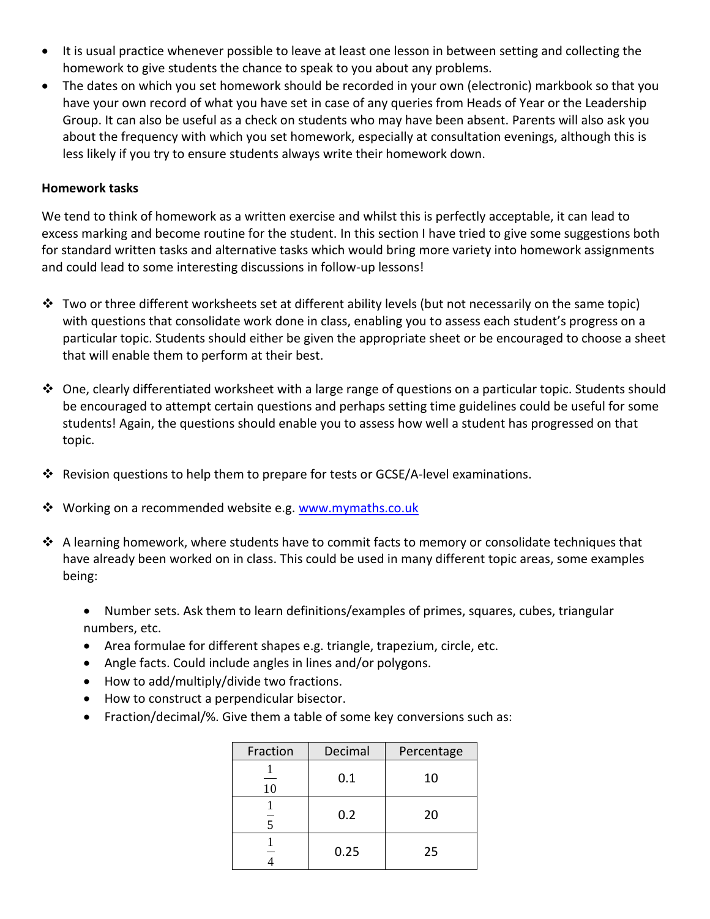- It is usual practice whenever possible to leave at least one lesson in between setting and collecting the homework to give students the chance to speak to you about any problems.
- The dates on which you set homework should be recorded in your own (electronic) markbook so that you have your own record of what you have set in case of any queries from Heads of Year or the Leadership Group. It can also be useful as a check on students who may have been absent. Parents will also ask you about the frequency with which you set homework, especially at consultation evenings, although this is less likely if you try to ensure students always write their homework down.

**Homework tasks**

We tend to think of homework as a written exercise and whilst this is perfectly acceptable, it can lead to excess marking and become routine for the student. In this section I have tried to give some suggestions both for standard written tasks and alternative tasks which would bring more variety into homework assignments and could lead to some interesting discussions in follow-up lessons!

- Two or three different worksheets set at different ability levels (but not necessarily on the same topic) with questions that consolidate work done in class, enabling you to assess each student's progress on a particular topic. Students should either be given the appropriate sheet or be encouraged to choose a sheet that will enable them to perform at their best.

- One, clearly differentiated worksheet with a large range of questions on a particular topic. Students should be encouraged to attempt certain questions and perhaps setting time guidelines could be useful for some students! Again, the questions should enable you to assess how well a student has progressed on that topic.

- Revision questions to help them to prepare for tests or GCSE/A-level examinations.

- Working on a recommended website e.g. www.mymaths.co.uk

- A learning homework, where students have to commit facts to memory or consolidate techniques that have already been worked on in class. This could be used in many different topic areas, some examples being:

  - Number sets. Ask them to learn definitions/examples of primes, squares, cubes, triangular numbers, etc.
  - Area formulae for different shapes e.g. triangle, trapezium, circle, etc.
  - Angle facts. Could include angles in lines and/or polygons.
  - How to add/multiply/divide two fractions.
  - How to construct a perpendicular bisector.
  - Fraction/decimal/%. Give them a table of some key conversions such as:

| Fraction | Decimal | Percentage |
|---|---|---|
| $\frac{1}{10}$ | 0.1 | 10 |
| $\frac{1}{5}$ | 0.2 | 20 |
| $\frac{1}{4}$ | 0.25 | 25 |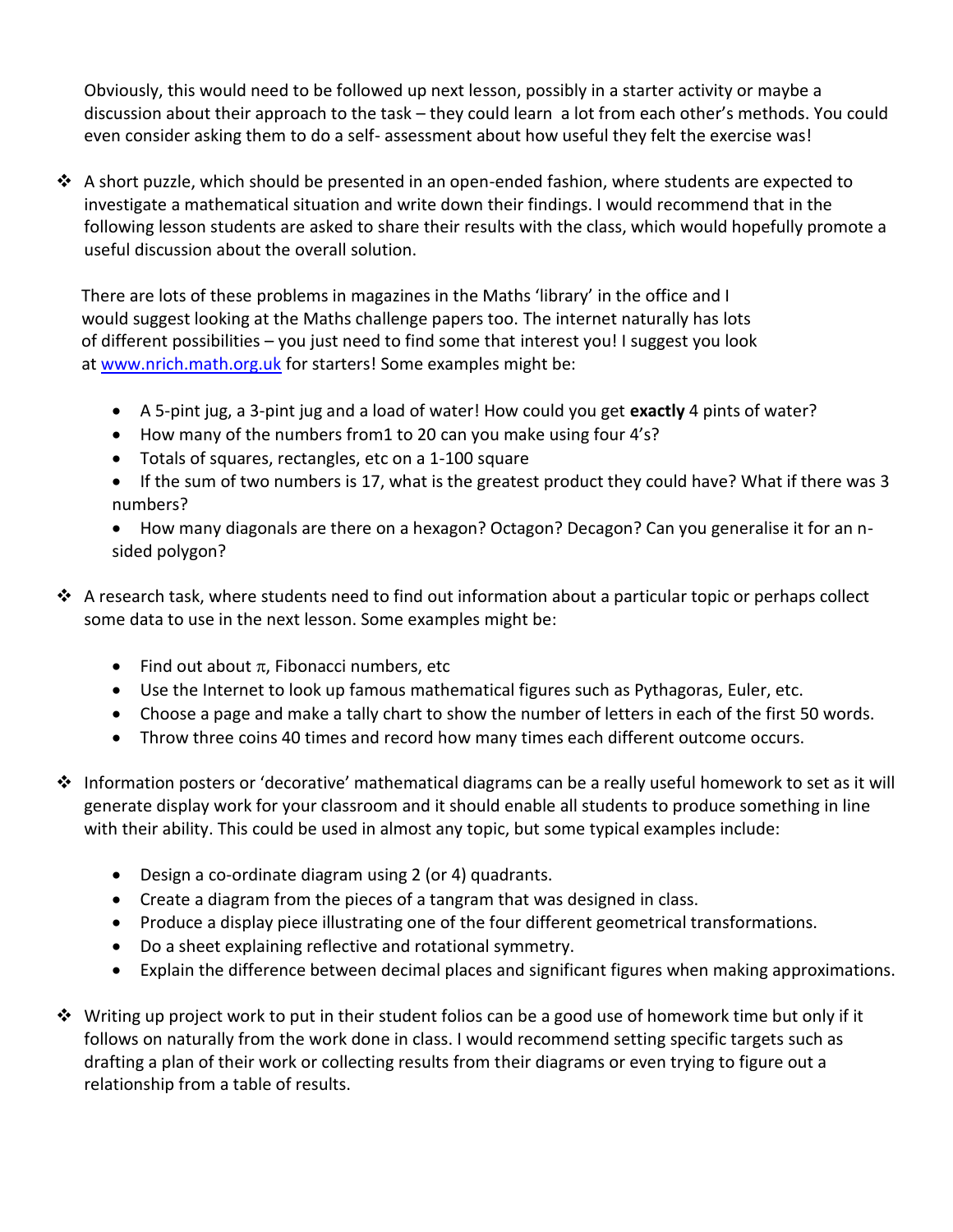Obviously, this would need to be followed up next lesson, possibly in a starter activity or maybe a discussion about their approach to the task – they could learn a lot from each other's methods. You could even consider asking them to do a self- assessment about how useful they felt the exercise was!

- A short puzzle, which should be presented in an open-ended fashion, where students are expected to investigate a mathematical situation and write down their findings. I would recommend that in the following lesson students are asked to share their results with the class, which would hopefully promote a useful discussion about the overall solution.

  There are lots of these problems in magazines in the Maths 'library' in the office and I would suggest looking at the Maths challenge papers too. The internet naturally has lots of different possibilities – you just need to find some that interest you! I suggest you look at [www.nrich.math.org.uk](http://www.nrich.math.org.uk) for starters! Some examples might be:

  - A 5-pint jug, a 3-pint jug and a load of water! How could you get **exactly** 4 pints of water?
  - How many of the numbers from1 to 20 can you make using four 4's?
  - Totals of squares, rectangles, etc on a 1-100 square
  - If the sum of two numbers is 17, what is the greatest product they could have? What if there was 3 numbers?
  - How many diagonals are there on a hexagon? Octagon? Decagon? Can you generalise it for an n-sided polygon?

- A research task, where students need to find out information about a particular topic or perhaps collect some data to use in the next lesson. Some examples might be:

  - Find out about $\pi$, Fibonacci numbers, etc
  - Use the Internet to look up famous mathematical figures such as Pythagoras, Euler, etc.
  - Choose a page and make a tally chart to show the number of letters in each of the first 50 words.
  - Throw three coins 40 times and record how many times each different outcome occurs.

- Information posters or 'decorative' mathematical diagrams can be a really useful homework to set as it will generate display work for your classroom and it should enable all students to produce something in line with their ability. This could be used in almost any topic, but some typical examples include:

  - Design a co-ordinate diagram using 2 (or 4) quadrants.
  - Create a diagram from the pieces of a tangram that was designed in class.
  - Produce a display piece illustrating one of the four different geometrical transformations.
  - Do a sheet explaining reflective and rotational symmetry.
  - Explain the difference between decimal places and significant figures when making approximations.

- Writing up project work to put in their student folios can be a good use of homework time but only if it follows on naturally from the work done in class. I would recommend setting specific targets such as drafting a plan of their work or collecting results from their diagrams or even trying to figure out a relationship from a table of results.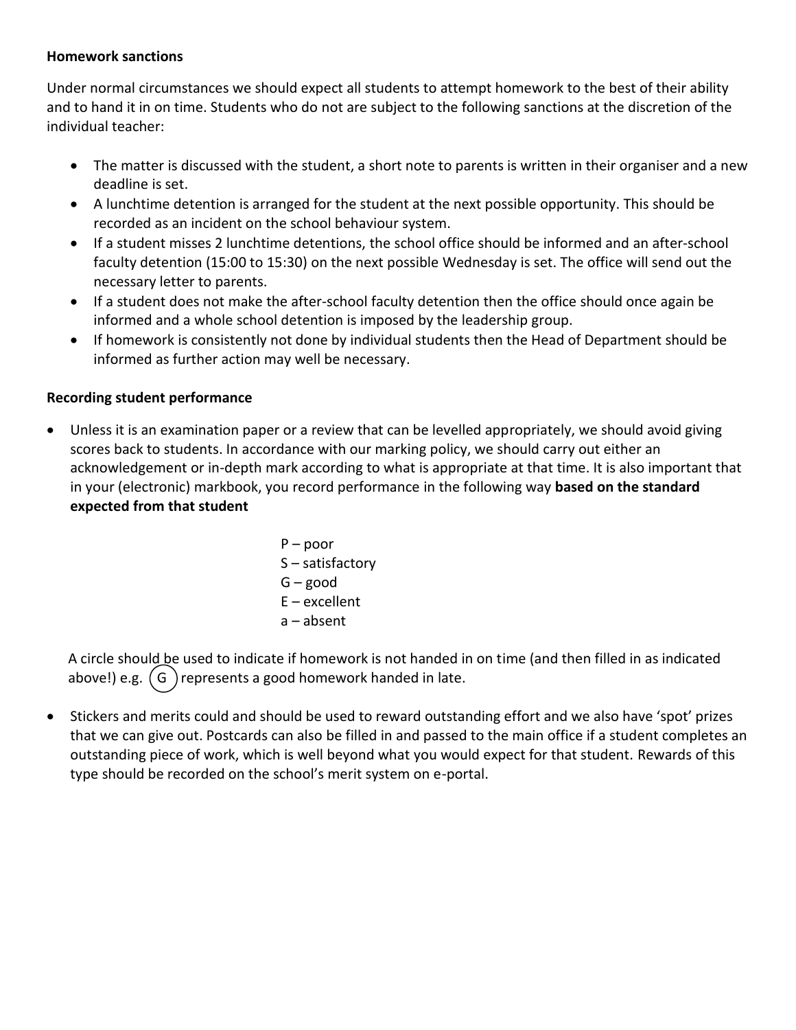**Homework sanctions**

Under normal circumstances we should expect all students to attempt homework to the best of their ability and to hand it in on time. Students who do not are subject to the following sanctions at the discretion of the individual teacher:

- The matter is discussed with the student, a short note to parents is written in their organiser and a new deadline is set.
- A lunchtime detention is arranged for the student at the next possible opportunity. This should be recorded as an incident on the school behaviour system.
- If a student misses 2 lunchtime detentions, the school office should be informed and an after-school faculty detention (15:00 to 15:30) on the next possible Wednesday is set. The office will send out the necessary letter to parents.
- If a student does not make the after-school faculty detention then the office should once again be informed and a whole school detention is imposed by the leadership group.
- If homework is consistently not done by individual students then the Head of Department should be informed as further action may well be necessary.

**Recording student performance**

- Unless it is an examination paper or a review that can be levelled appropriately, we should avoid giving scores back to students. In accordance with our marking policy, we should carry out either an acknowledgement or in-depth mark according to what is appropriate at that time. It is also important that in your (electronic) markbook, you record performance in the following way **based on the standard expected from that student**

  P – poor
  S – satisfactory
  G – good
  E – excellent
  a – absent

  A circle should be used to indicate if homework is not handed in on time (and then filled in as indicated above!) e.g. (G) represents a good homework handed in late.

- Stickers and merits could and should be used to reward outstanding effort and we also have 'spot' prizes that we can give out. Postcards can also be filled in and passed to the main office if a student completes an outstanding piece of work, which is well beyond what you would expect for that student. Rewards of this type should be recorded on the school's merit system on e-portal.